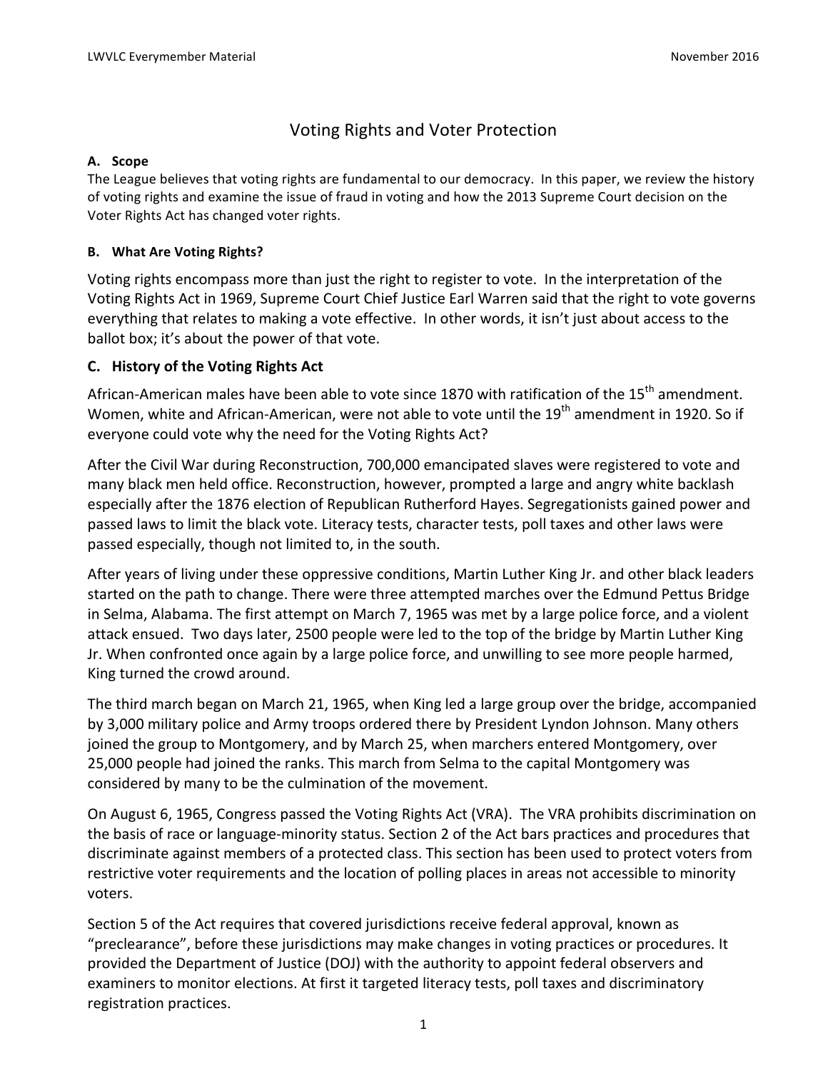# Voting Rights and Voter Protection

**A. Scope**

The League believes that voting rights are fundamental to our democracy. In this paper, we review the history of voting rights and examine the issue of fraud in voting and how the 2013 Supreme Court decision on the Voter Rights Act has changed voter rights.

**B. What Are Voting Rights?**

Voting rights encompass more than just the right to register to vote. In the interpretation of the Voting Rights Act in 1969, Supreme Court Chief Justice Earl Warren said that the right to vote governs everything that relates to making a vote effective. In other words, it isn't just about access to the ballot box; it's about the power of that vote.

## C. History of the Voting Rights Act

African-American males have been able to vote since 1870 with ratification of the 15th amendment. Women, white and African-American, were not able to vote until the 19th amendment in 1920. So if everyone could vote why the need for the Voting Rights Act?

After the Civil War during Reconstruction, 700,000 emancipated slaves were registered to vote and many black men held office. Reconstruction, however, prompted a large and angry white backlash especially after the 1876 election of Republican Rutherford Hayes. Segregationists gained power and passed laws to limit the black vote. Literacy tests, character tests, poll taxes and other laws were passed especially, though not limited to, in the south.

After years of living under these oppressive conditions, Martin Luther King Jr. and other black leaders started on the path to change. There were three attempted marches over the Edmund Pettus Bridge in Selma, Alabama. The first attempt on March 7, 1965 was met by a large police force, and a violent attack ensued. Two days later, 2500 people were led to the top of the bridge by Martin Luther King Jr. When confronted once again by a large police force, and unwilling to see more people harmed, King turned the crowd around.

The third march began on March 21, 1965, when King led a large group over the bridge, accompanied by 3,000 military police and Army troops ordered there by President Lyndon Johnson. Many others joined the group to Montgomery, and by March 25, when marchers entered Montgomery, over 25,000 people had joined the ranks. This march from Selma to the capital Montgomery was considered by many to be the culmination of the movement.

On August 6, 1965, Congress passed the Voting Rights Act (VRA). The VRA prohibits discrimination on the basis of race or language-minority status. Section 2 of the Act bars practices and procedures that discriminate against members of a protected class. This section has been used to protect voters from restrictive voter requirements and the location of polling places in areas not accessible to minority voters.

Section 5 of the Act requires that covered jurisdictions receive federal approval, known as "preclearance", before these jurisdictions may make changes in voting practices or procedures. It provided the Department of Justice (DOJ) with the authority to appoint federal observers and examiners to monitor elections. At first it targeted literacy tests, poll taxes and discriminatory registration practices.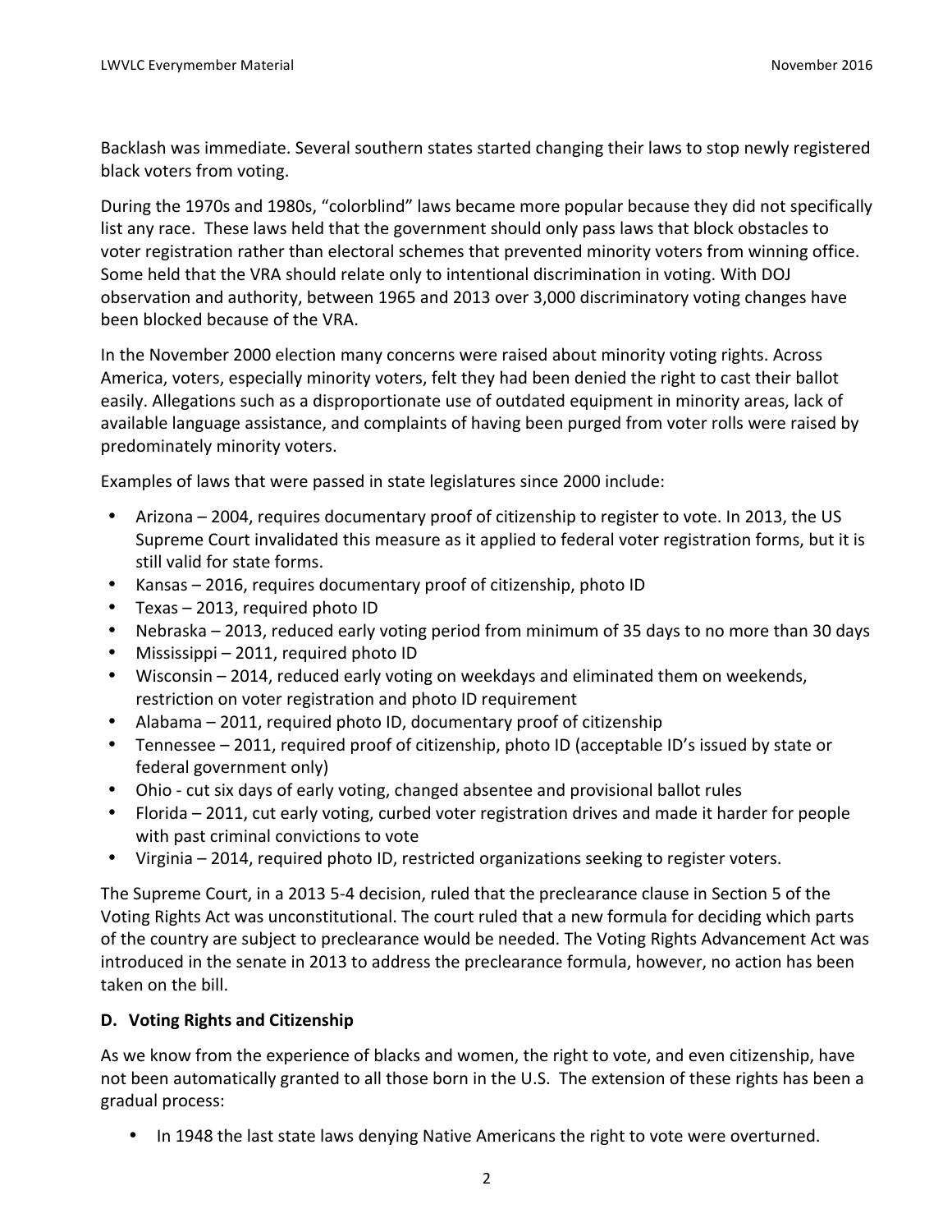Backlash was immediate. Several southern states started changing their laws to stop newly registered black voters from voting.

During the 1970s and 1980s, "colorblind" laws became more popular because they did not specifically list any race. These laws held that the government should only pass laws that block obstacles to voter registration rather than electoral schemes that prevented minority voters from winning office. Some held that the VRA should relate only to intentional discrimination in voting. With DOJ observation and authority, between 1965 and 2013 over 3,000 discriminatory voting changes have been blocked because of the VRA.

In the November 2000 election many concerns were raised about minority voting rights. Across America, voters, especially minority voters, felt they had been denied the right to cast their ballot easily. Allegations such as a disproportionate use of outdated equipment in minority areas, lack of available language assistance, and complaints of having been purged from voter rolls were raised by predominately minority voters.

Examples of laws that were passed in state legislatures since 2000 include:

- Arizona – 2004, requires documentary proof of citizenship to register to vote. In 2013, the US Supreme Court invalidated this measure as it applied to federal voter registration forms, but it is still valid for state forms.
- Kansas – 2016, requires documentary proof of citizenship, photo ID
- Texas – 2013, required photo ID
- Nebraska – 2013, reduced early voting period from minimum of 35 days to no more than 30 days
- Mississippi – 2011, required photo ID
- Wisconsin – 2014, reduced early voting on weekdays and eliminated them on weekends, restriction on voter registration and photo ID requirement
- Alabama – 2011, required photo ID, documentary proof of citizenship
- Tennessee – 2011, required proof of citizenship, photo ID (acceptable ID's issued by state or federal government only)
- Ohio - cut six days of early voting, changed absentee and provisional ballot rules
- Florida – 2011, cut early voting, curbed voter registration drives and made it harder for people with past criminal convictions to vote
- Virginia – 2014, required photo ID, restricted organizations seeking to register voters.

The Supreme Court, in a 2013 5-4 decision, ruled that the preclearance clause in Section 5 of the Voting Rights Act was unconstitutional. The court ruled that a new formula for deciding which parts of the country are subject to preclearance would be needed. The Voting Rights Advancement Act was introduced in the senate in 2013 to address the preclearance formula, however, no action has been taken on the bill.

### D. Voting Rights and Citizenship

As we know from the experience of blacks and women, the right to vote, and even citizenship, have not been automatically granted to all those born in the U.S. The extension of these rights has been a gradual process:

- In 1948 the last state laws denying Native Americans the right to vote were overturned.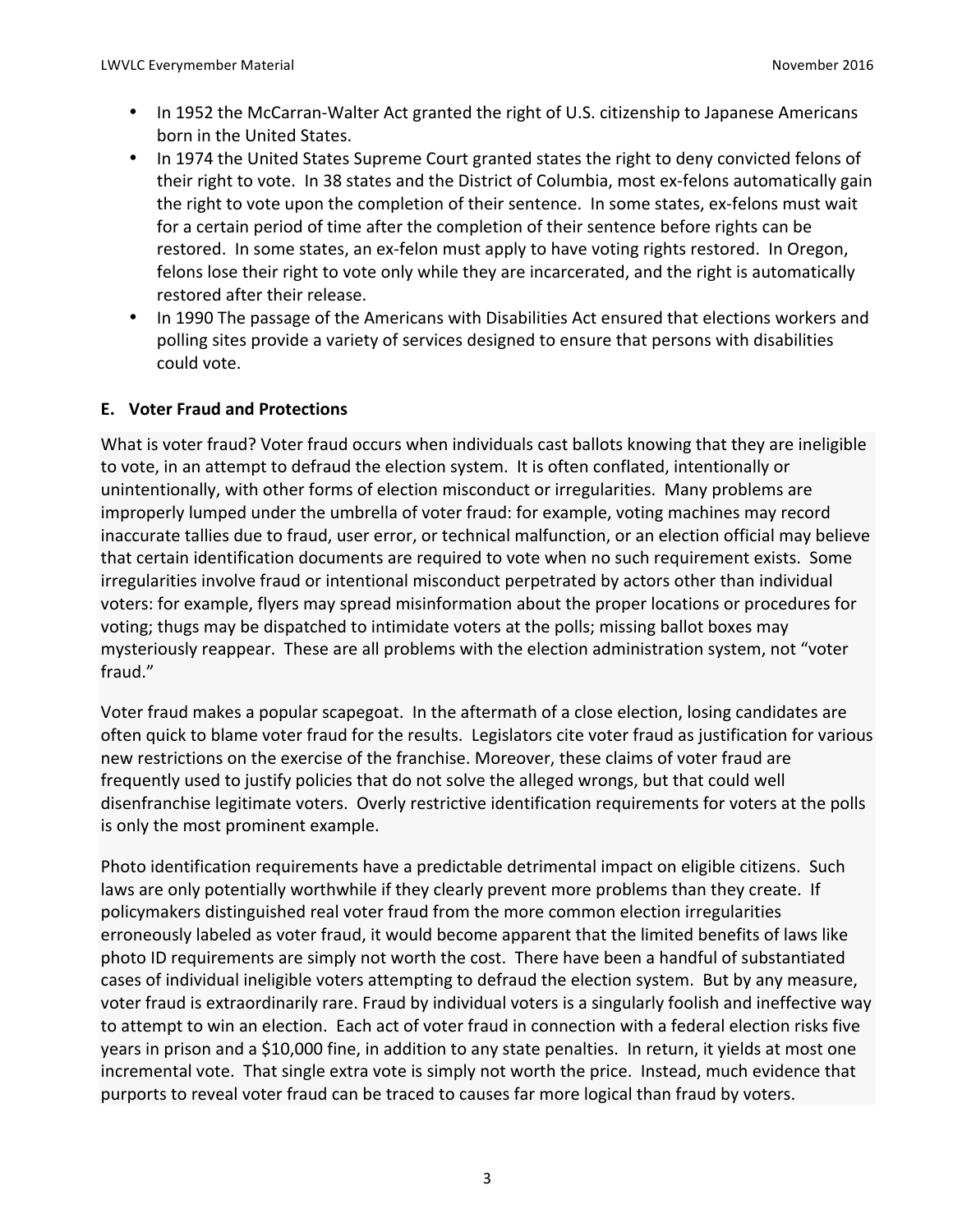- In 1952 the McCarran-Walter Act granted the right of U.S. citizenship to Japanese Americans born in the United States.
- In 1974 the United States Supreme Court granted states the right to deny convicted felons of their right to vote. In 38 states and the District of Columbia, most ex-felons automatically gain the right to vote upon the completion of their sentence. In some states, ex-felons must wait for a certain period of time after the completion of their sentence before rights can be restored. In some states, an ex-felon must apply to have voting rights restored. In Oregon, felons lose their right to vote only while they are incarcerated, and the right is automatically restored after their release.
- In 1990 The passage of the Americans with Disabilities Act ensured that elections workers and polling sites provide a variety of services designed to ensure that persons with disabilities could vote.

### E. Voter Fraud and Protections

What is voter fraud? Voter fraud occurs when individuals cast ballots knowing that they are ineligible to vote, in an attempt to defraud the election system. It is often conflated, intentionally or unintentionally, with other forms of election misconduct or irregularities. Many problems are improperly lumped under the umbrella of voter fraud: for example, voting machines may record inaccurate tallies due to fraud, user error, or technical malfunction, or an election official may believe that certain identification documents are required to vote when no such requirement exists. Some irregularities involve fraud or intentional misconduct perpetrated by actors other than individual voters: for example, flyers may spread misinformation about the proper locations or procedures for voting; thugs may be dispatched to intimidate voters at the polls; missing ballot boxes may mysteriously reappear. These are all problems with the election administration system, not "voter fraud."

Voter fraud makes a popular scapegoat. In the aftermath of a close election, losing candidates are often quick to blame voter fraud for the results. Legislators cite voter fraud as justification for various new restrictions on the exercise of the franchise. Moreover, these claims of voter fraud are frequently used to justify policies that do not solve the alleged wrongs, but that could well disenfranchise legitimate voters. Overly restrictive identification requirements for voters at the polls is only the most prominent example.

Photo identification requirements have a predictable detrimental impact on eligible citizens. Such laws are only potentially worthwhile if they clearly prevent more problems than they create. If policymakers distinguished real voter fraud from the more common election irregularities erroneously labeled as voter fraud, it would become apparent that the limited benefits of laws like photo ID requirements are simply not worth the cost. There have been a handful of substantiated cases of individual ineligible voters attempting to defraud the election system. But by any measure, voter fraud is extraordinarily rare. Fraud by individual voters is a singularly foolish and ineffective way to attempt to win an election. Each act of voter fraud in connection with a federal election risks five years in prison and a $10,000 fine, in addition to any state penalties. In return, it yields at most one incremental vote. That single extra vote is simply not worth the price. Instead, much evidence that purports to reveal voter fraud can be traced to causes far more logical than fraud by voters.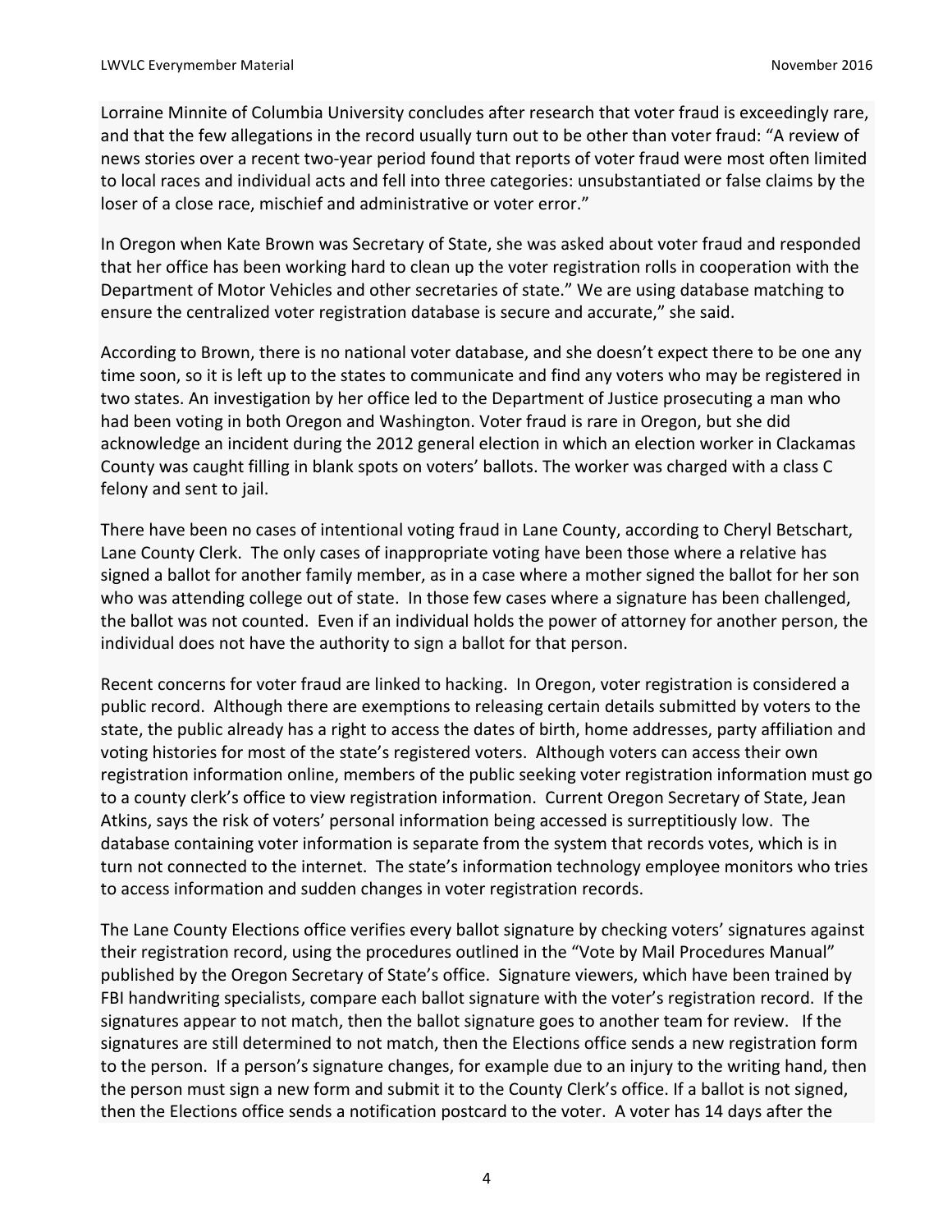Lorraine Minnite of Columbia University concludes after research that voter fraud is exceedingly rare, and that the few allegations in the record usually turn out to be other than voter fraud: "A review of news stories over a recent two-year period found that reports of voter fraud were most often limited to local races and individual acts and fell into three categories: unsubstantiated or false claims by the loser of a close race, mischief and administrative or voter error."

In Oregon when Kate Brown was Secretary of State, she was asked about voter fraud and responded that her office has been working hard to clean up the voter registration rolls in cooperation with the Department of Motor Vehicles and other secretaries of state." We are using database matching to ensure the centralized voter registration database is secure and accurate," she said.

According to Brown, there is no national voter database, and she doesn't expect there to be one any time soon, so it is left up to the states to communicate and find any voters who may be registered in two states. An investigation by her office led to the Department of Justice prosecuting a man who had been voting in both Oregon and Washington. Voter fraud is rare in Oregon, but she did acknowledge an incident during the 2012 general election in which an election worker in Clackamas County was caught filling in blank spots on voters' ballots. The worker was charged with a class C felony and sent to jail.

There have been no cases of intentional voting fraud in Lane County, according to Cheryl Betschart, Lane County Clerk. The only cases of inappropriate voting have been those where a relative has signed a ballot for another family member, as in a case where a mother signed the ballot for her son who was attending college out of state. In those few cases where a signature has been challenged, the ballot was not counted. Even if an individual holds the power of attorney for another person, the individual does not have the authority to sign a ballot for that person.

Recent concerns for voter fraud are linked to hacking. In Oregon, voter registration is considered a public record. Although there are exemptions to releasing certain details submitted by voters to the state, the public already has a right to access the dates of birth, home addresses, party affiliation and voting histories for most of the state's registered voters. Although voters can access their own registration information online, members of the public seeking voter registration information must go to a county clerk's office to view registration information. Current Oregon Secretary of State, Jean Atkins, says the risk of voters' personal information being accessed is surreptitiously low. The database containing voter information is separate from the system that records votes, which is in turn not connected to the internet. The state's information technology employee monitors who tries to access information and sudden changes in voter registration records.

The Lane County Elections office verifies every ballot signature by checking voters' signatures against their registration record, using the procedures outlined in the "Vote by Mail Procedures Manual" published by the Oregon Secretary of State's office. Signature viewers, which have been trained by FBI handwriting specialists, compare each ballot signature with the voter's registration record. If the signatures appear to not match, then the ballot signature goes to another team for review. If the signatures are still determined to not match, then the Elections office sends a new registration form to the person. If a person's signature changes, for example due to an injury to the writing hand, then the person must sign a new form and submit it to the County Clerk's office. If a ballot is not signed, then the Elections office sends a notification postcard to the voter. A voter has 14 days after the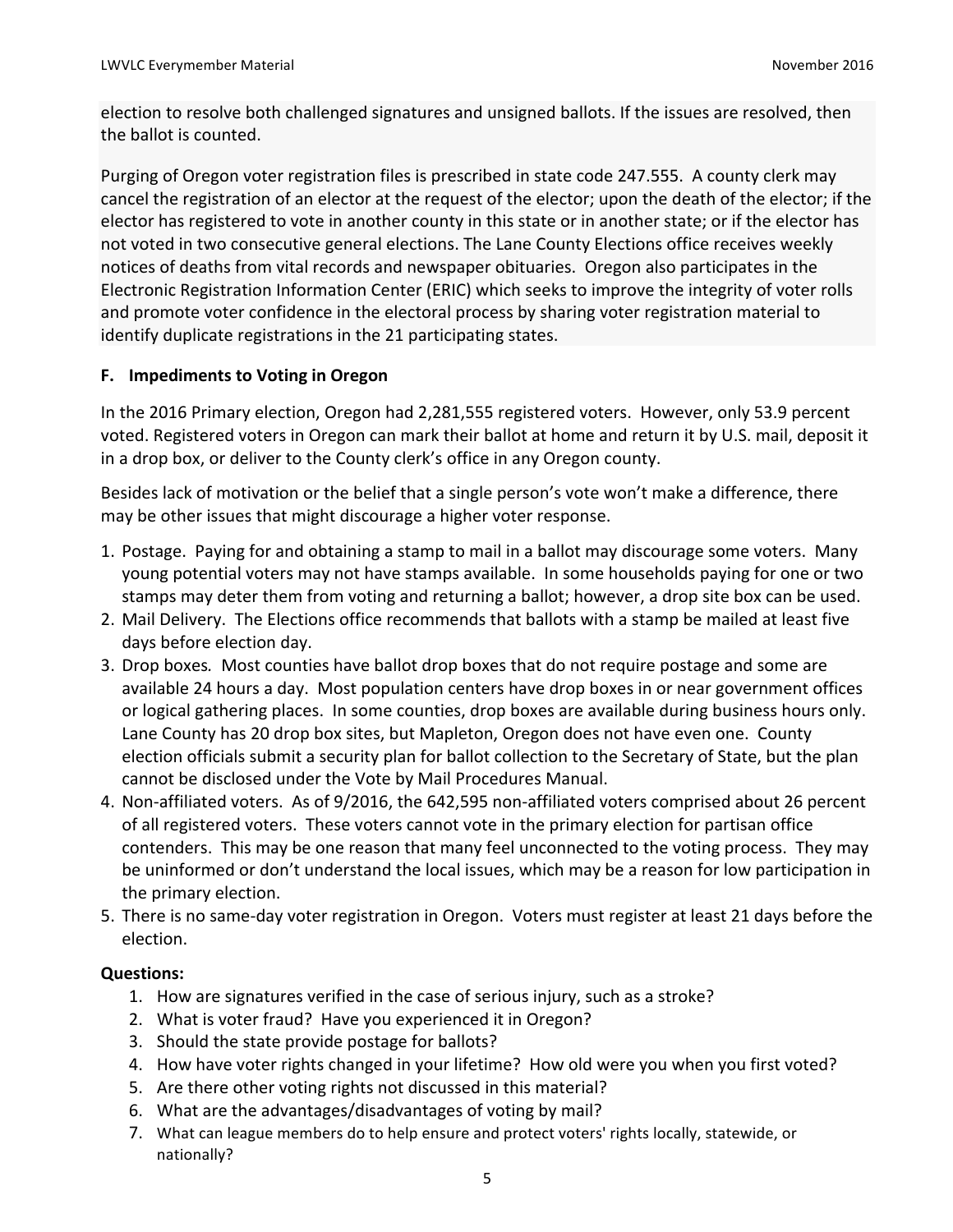election to resolve both challenged signatures and unsigned ballots. If the issues are resolved, then the ballot is counted.

Purging of Oregon voter registration files is prescribed in state code 247.555. A county clerk may cancel the registration of an elector at the request of the elector; upon the death of the elector; if the elector has registered to vote in another county in this state or in another state; or if the elector has not voted in two consecutive general elections. The Lane County Elections office receives weekly notices of deaths from vital records and newspaper obituaries. Oregon also participates in the Electronic Registration Information Center (ERIC) which seeks to improve the integrity of voter rolls and promote voter confidence in the electoral process by sharing voter registration material to identify duplicate registrations in the 21 participating states.

### F. Impediments to Voting in Oregon

In the 2016 Primary election, Oregon had 2,281,555 registered voters. However, only 53.9 percent voted. Registered voters in Oregon can mark their ballot at home and return it by U.S. mail, deposit it in a drop box, or deliver to the County clerk's office in any Oregon county.

Besides lack of motivation or the belief that a single person's vote won't make a difference, there may be other issues that might discourage a higher voter response.

1. Postage. Paying for and obtaining a stamp to mail in a ballot may discourage some voters. Many young potential voters may not have stamps available. In some households paying for one or two stamps may deter them from voting and returning a ballot; however, a drop site box can be used.
2. Mail Delivery. The Elections office recommends that ballots with a stamp be mailed at least five days before election day.
3. Drop boxes*.* Most counties have ballot drop boxes that do not require postage and some are available 24 hours a day. Most population centers have drop boxes in or near government offices or logical gathering places. In some counties, drop boxes are available during business hours only. Lane County has 20 drop box sites, but Mapleton, Oregon does not have even one. County election officials submit a security plan for ballot collection to the Secretary of State, but the plan cannot be disclosed under the Vote by Mail Procedures Manual.
4. Non-affiliated voters. As of 9/2016, the 642,595 non-affiliated voters comprised about 26 percent of all registered voters. These voters cannot vote in the primary election for partisan office contenders. This may be one reason that many feel unconnected to the voting process. They may be uninformed or don't understand the local issues, which may be a reason for low participation in the primary election.
5. There is no same-day voter registration in Oregon. Voters must register at least 21 days before the election.

**Questions:**

1. How are signatures verified in the case of serious injury, such as a stroke?
2. What is voter fraud? Have you experienced it in Oregon?
3. Should the state provide postage for ballots?
4. How have voter rights changed in your lifetime? How old were you when you first voted?
5. Are there other voting rights not discussed in this material?
6. What are the advantages/disadvantages of voting by mail?
7. What can league members do to help ensure and protect voters' rights locally, statewide, or nationally?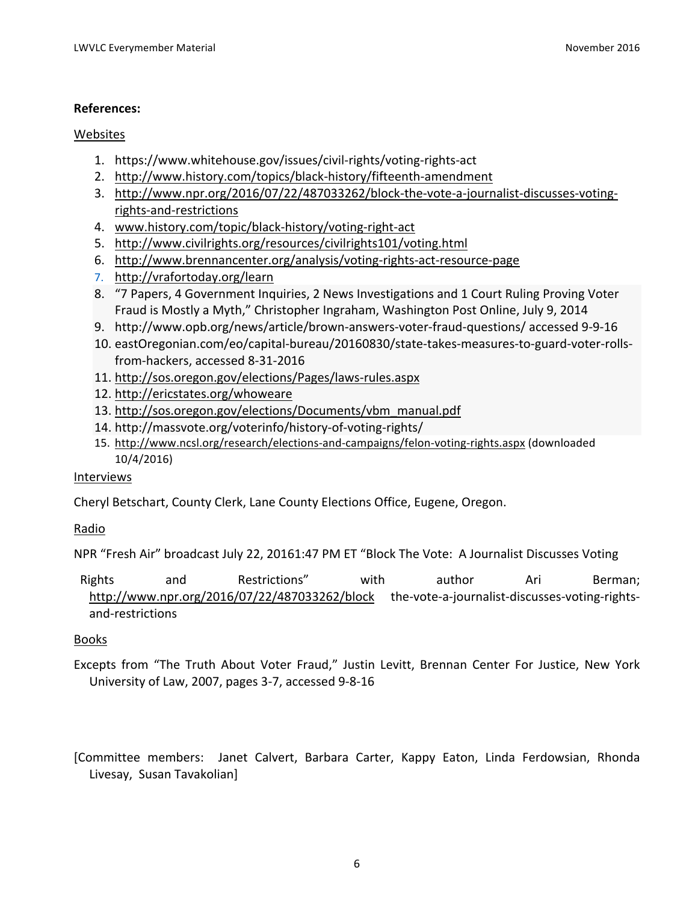**References:**

Websites

1. https://www.whitehouse.gov/issues/civil-rights/voting-rights-act
2. http://www.history.com/topics/black-history/fifteenth-amendment
3. http://www.npr.org/2016/07/22/487033262/block-the-vote-a-journalist-discusses-voting-rights-and-restrictions
4. www.history.com/topic/black-history/voting-right-act
5. http://www.civilrights.org/resources/civilrights101/voting.html
6. http://www.brennancenter.org/analysis/voting-rights-act-resource-page
7. http://vrafortoday.org/learn
8. "7 Papers, 4 Government Inquiries, 2 News Investigations and 1 Court Ruling Proving Voter Fraud is Mostly a Myth," Christopher Ingraham, Washington Post Online, July 9, 2014
9. http://www.opb.org/news/article/brown-answers-voter-fraud-questions/ accessed 9-9-16
10. eastOregonian.com/eo/capital-bureau/20160830/state-takes-measures-to-guard-voter-rolls-from-hackers, accessed 8-31-2016
11. http://sos.oregon.gov/elections/Pages/laws-rules.aspx
12. http://ericstates.org/whoweare
13. http://sos.oregon.gov/elections/Documents/vbm_manual.pdf
14. http://massvote.org/voterinfo/history-of-voting-rights/
15. http://www.ncsl.org/research/elections-and-campaigns/felon-voting-rights.aspx (downloaded 10/4/2016)

Interviews

Cheryl Betschart, County Clerk, Lane County Elections Office, Eugene, Oregon.

Radio

NPR "Fresh Air" broadcast July 22, 20161:47 PM ET "Block The Vote: A Journalist Discusses Voting Rights and Restrictions" with author Ari Berman; http://www.npr.org/2016/07/22/487033262/block the-vote-a-journalist-discusses-voting-rights-and-restrictions

Books

Excepts from "The Truth About Voter Fraud," Justin Levitt, Brennan Center For Justice, New York University of Law, 2007, pages 3-7, accessed 9-8-16

[Committee members: Janet Calvert, Barbara Carter, Kappy Eaton, Linda Ferdowsian, Rhonda Livesay, Susan Tavakolian]